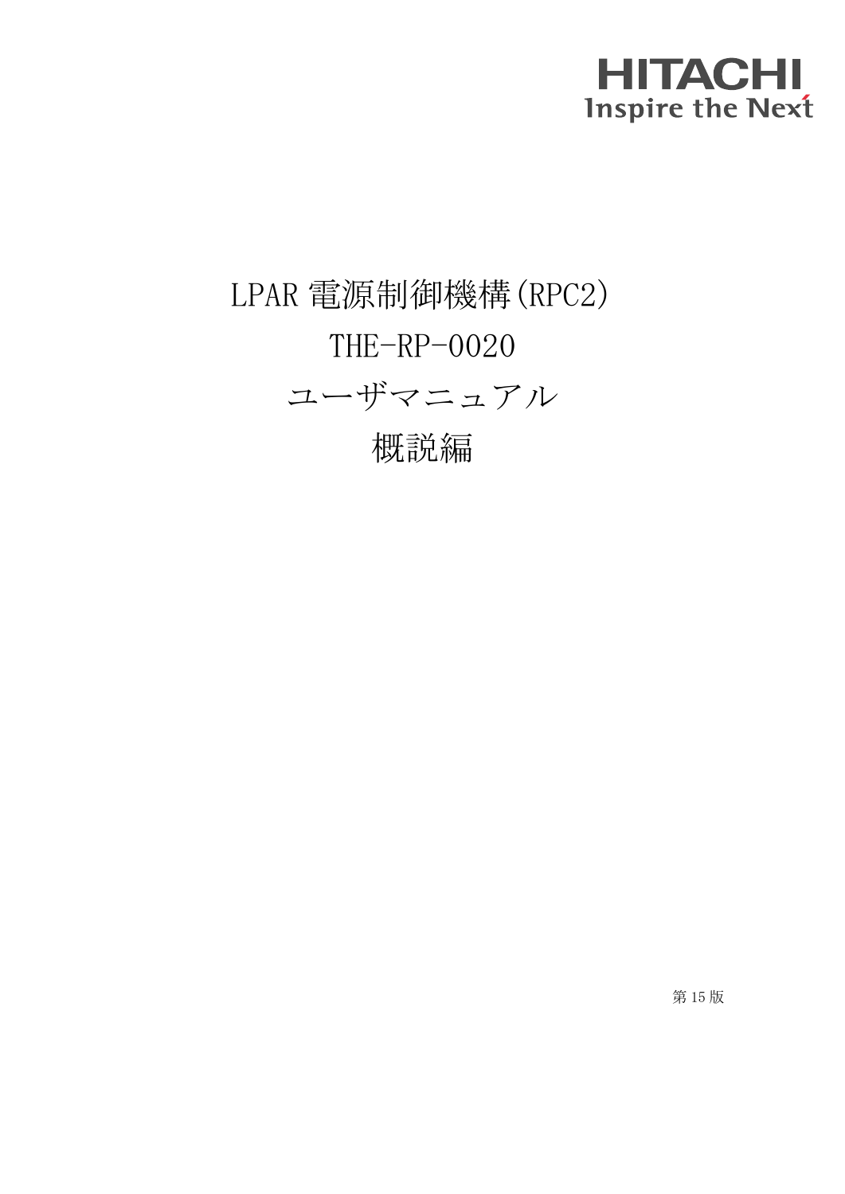HITACHI
Inspire the Next

# LPAR 電源制御機構(RPC2)
# THE-RP-0020
# ユーザマニュアル
# 概説編

第 15 版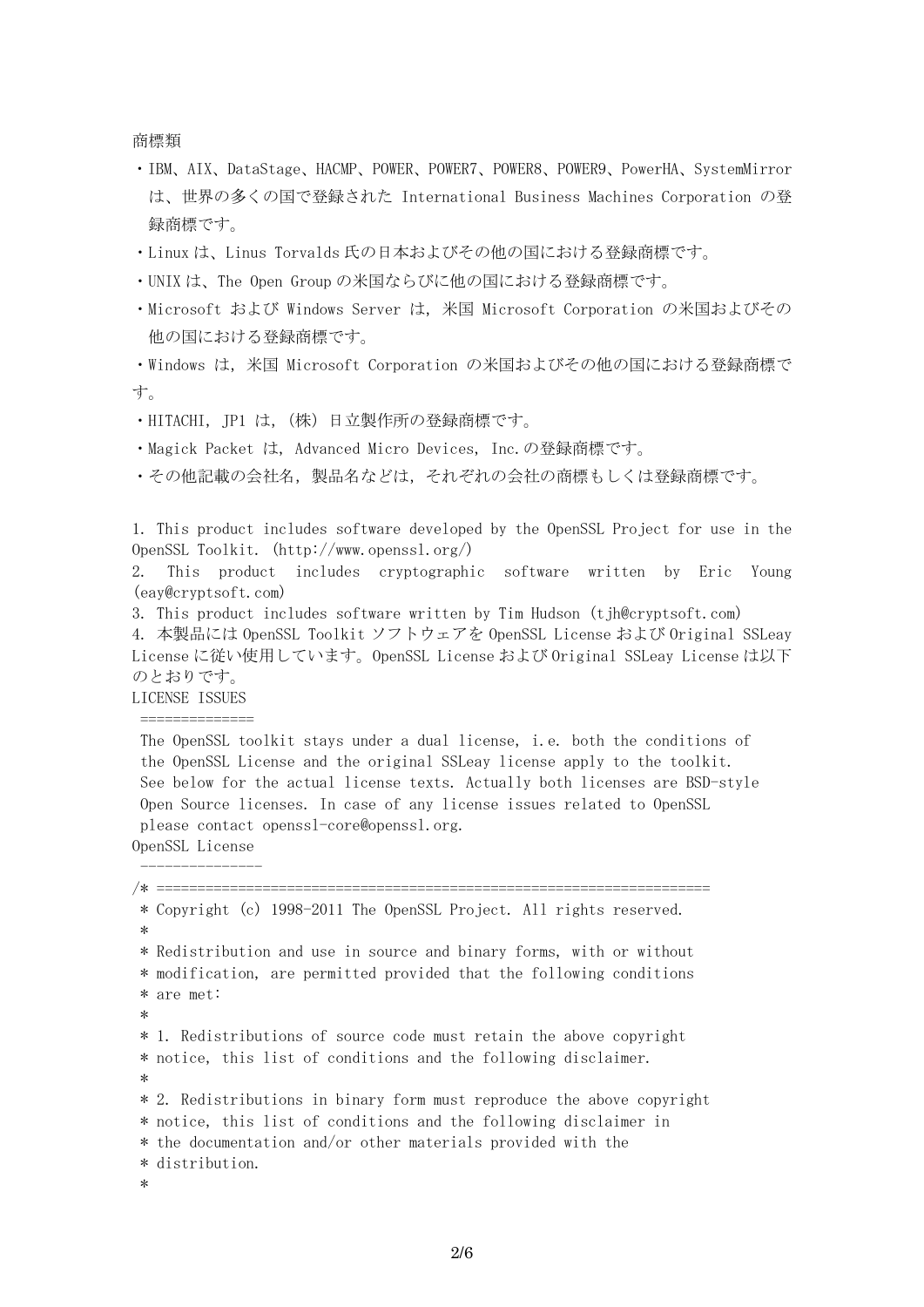商標類

- IBM、AIX、DataStage、HACMP、POWER、POWER7、POWER8、POWER9、PowerHA、SystemMirror は、世界の多くの国で登録された International Business Machines Corporation の登録商標です。
- Linux は、Linus Torvalds 氏の日本およびその他の国における登録商標です。
- UNIX は、The Open Group の米国ならびに他の国における登録商標です。
- Microsoft および Windows Server は，米国 Microsoft Corporation の米国およびその他の国における登録商標です。
- Windows は，米国 Microsoft Corporation の米国およびその他の国における登録商標です。
- HITACHI，JP1 は，(株) 日立製作所の登録商標です。
- Magick Packet は，Advanced Micro Devices, Inc.の登録商標です。
- その他記載の会社名，製品名などは，それぞれの会社の商標もしくは登録商標です。

1. This product includes software developed by the OpenSSL Project for use in the OpenSSL Toolkit. (http://www.openssl.org/)
2. This product includes cryptographic software written by Eric Young (eay@cryptsoft.com)
3. This product includes software written by Tim Hudson (tjh@cryptsoft.com)
4. 本製品には OpenSSL Toolkit ソフトウェアを OpenSSL License および Original SSLeay License に従い使用しています。OpenSSL License および Original SSLeay License は以下のとおりです。

```
LICENSE ISSUES
 ==============
 The OpenSSL toolkit stays under a dual license, i.e. both the conditions of
 the OpenSSL License and the original SSLeay license apply to the toolkit.
 See below for the actual license texts. Actually both licenses are BSD-style
 Open Source licenses. In case of any license issues related to OpenSSL
 please contact openssl-core@openssl.org.
OpenSSL License
 ---------------
/* ====================================================================
 * Copyright (c) 1998-2011 The OpenSSL Project. All rights reserved.
 *
 * Redistribution and use in source and binary forms, with or without
 * modification, are permitted provided that the following conditions
 * are met:
 *
 * 1. Redistributions of source code must retain the above copyright
 * notice, this list of conditions and the following disclaimer.
 *
 * 2. Redistributions in binary form must reproduce the above copyright
 * notice, this list of conditions and the following disclaimer in
 * the documentation and/or other materials provided with the
 * distribution.
 *
```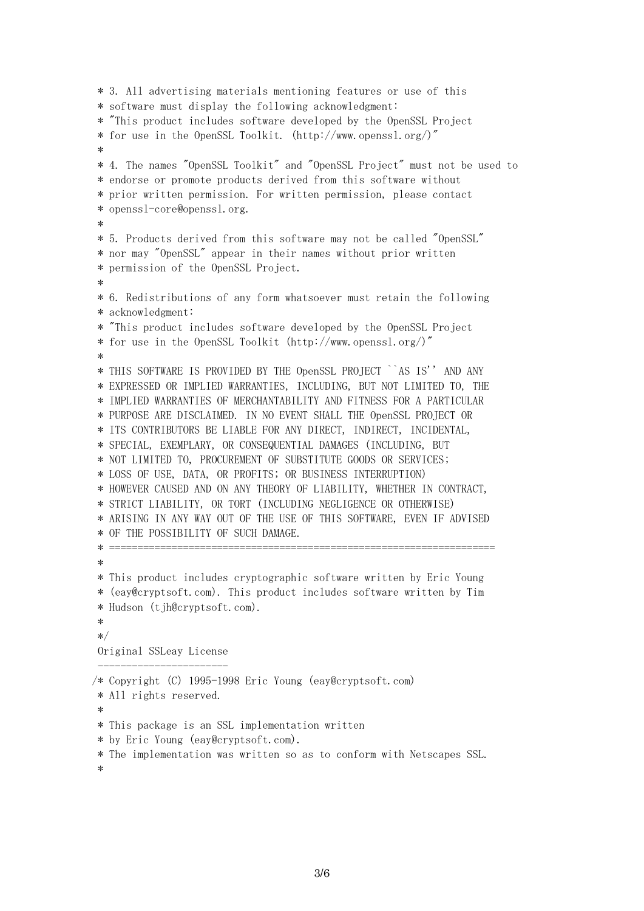```
 * 3. All advertising materials mentioning features or use of this
 * software must display the following acknowledgment:
 * "This product includes software developed by the OpenSSL Project
 * for use in the OpenSSL Toolkit. (http://www.openssl.org/)"
 *
 * 4. The names "OpenSSL Toolkit" and "OpenSSL Project" must not be used to
 * endorse or promote products derived from this software without
 * prior written permission. For written permission, please contact
 * openssl-core@openssl.org.
 *
 * 5. Products derived from this software may not be called "OpenSSL"
 * nor may "OpenSSL" appear in their names without prior written
 * permission of the OpenSSL Project.
 *
 * 6. Redistributions of any form whatsoever must retain the following
 * acknowledgment:
 * "This product includes software developed by the OpenSSL Project
 * for use in the OpenSSL Toolkit (http://www.openssl.org/)"
 *
 * THIS SOFTWARE IS PROVIDED BY THE OpenSSL PROJECT ``AS IS'' AND ANY
 * EXPRESSED OR IMPLIED WARRANTIES, INCLUDING, BUT NOT LIMITED TO, THE
 * IMPLIED WARRANTIES OF MERCHANTABILITY AND FITNESS FOR A PARTICULAR
 * PURPOSE ARE DISCLAIMED. IN NO EVENT SHALL THE OpenSSL PROJECT OR
 * ITS CONTRIBUTORS BE LIABLE FOR ANY DIRECT, INDIRECT, INCIDENTAL,
 * SPECIAL, EXEMPLARY, OR CONSEQUENTIAL DAMAGES (INCLUDING, BUT
 * NOT LIMITED TO, PROCUREMENT OF SUBSTITUTE GOODS OR SERVICES;
 * LOSS OF USE, DATA, OR PROFITS; OR BUSINESS INTERRUPTION)
 * HOWEVER CAUSED AND ON ANY THEORY OF LIABILITY, WHETHER IN CONTRACT,
 * STRICT LIABILITY, OR TORT (INCLUDING NEGLIGENCE OR OTHERWISE)
 * ARISING IN ANY WAY OUT OF THE USE OF THIS SOFTWARE, EVEN IF ADVISED
 * OF THE POSSIBILITY OF SUCH DAMAGE.
 * ====================================================================
 *
 * This product includes cryptographic software written by Eric Young
 * (eay@cryptsoft.com). This product includes software written by Tim
 * Hudson (tjh@cryptsoft.com).
 *
 */
 Original SSLeay License
 -----------------------
/* Copyright (C) 1995-1998 Eric Young (eay@cryptsoft.com)
 * All rights reserved.
 *
 * This package is an SSL implementation written
 * by Eric Young (eay@cryptsoft.com).
 * The implementation was written so as to conform with Netscapes SSL.
 *
```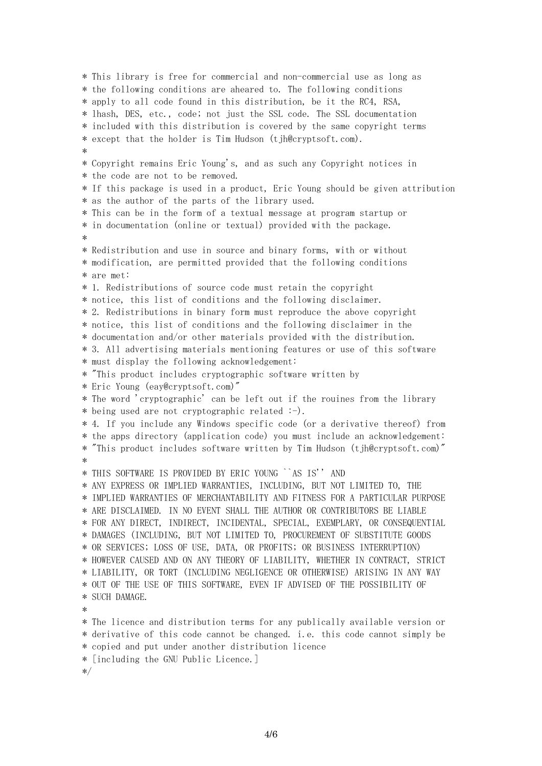```
* This library is free for commercial and non-commercial use as long as
* the following conditions are aheared to. The following conditions
* apply to all code found in this distribution, be it the RC4, RSA,
* lhash, DES, etc., code; not just the SSL code. The SSL documentation
* included with this distribution is covered by the same copyright terms
* except that the holder is Tim Hudson (tjh@cryptsoft.com).
*
* Copyright remains Eric Young's, and as such any Copyright notices in
* the code are not to be removed.
* If this package is used in a product, Eric Young should be given attribution
* as the author of the parts of the library used.
* This can be in the form of a textual message at program startup or
* in documentation (online or textual) provided with the package.
*
* Redistribution and use in source and binary forms, with or without
* modification, are permitted provided that the following conditions
* are met:
* 1. Redistributions of source code must retain the copyright
* notice, this list of conditions and the following disclaimer.
* 2. Redistributions in binary form must reproduce the above copyright
* notice, this list of conditions and the following disclaimer in the
* documentation and/or other materials provided with the distribution.
* 3. All advertising materials mentioning features or use of this software
* must display the following acknowledgement:
* "This product includes cryptographic software written by
* Eric Young (eay@cryptsoft.com)"
* The word 'cryptographic' can be left out if the rouines from the library
* being used are not cryptographic related :-).
* 4. If you include any Windows specific code (or a derivative thereof) from
* the apps directory (application code) you must include an acknowledgement:
* "This product includes software written by Tim Hudson (tjh@cryptsoft.com)"
*
* THIS SOFTWARE IS PROVIDED BY ERIC YOUNG ``AS IS'' AND
* ANY EXPRESS OR IMPLIED WARRANTIES, INCLUDING, BUT NOT LIMITED TO, THE
* IMPLIED WARRANTIES OF MERCHANTABILITY AND FITNESS FOR A PARTICULAR PURPOSE
* ARE DISCLAIMED. IN NO EVENT SHALL THE AUTHOR OR CONTRIBUTORS BE LIABLE
* FOR ANY DIRECT, INDIRECT, INCIDENTAL, SPECIAL, EXEMPLARY, OR CONSEQUENTIAL
* DAMAGES (INCLUDING, BUT NOT LIMITED TO, PROCUREMENT OF SUBSTITUTE GOODS
* OR SERVICES; LOSS OF USE, DATA, OR PROFITS; OR BUSINESS INTERRUPTION)
* HOWEVER CAUSED AND ON ANY THEORY OF LIABILITY, WHETHER IN CONTRACT, STRICT
* LIABILITY, OR TORT (INCLUDING NEGLIGENCE OR OTHERWISE) ARISING IN ANY WAY
* OUT OF THE USE OF THIS SOFTWARE, EVEN IF ADVISED OF THE POSSIBILITY OF
* SUCH DAMAGE.
*
* The licence and distribution terms for any publically available version or
* derivative of this code cannot be changed. i.e. this code cannot simply be
* copied and put under another distribution licence
* [including the GNU Public Licence.]
*/
```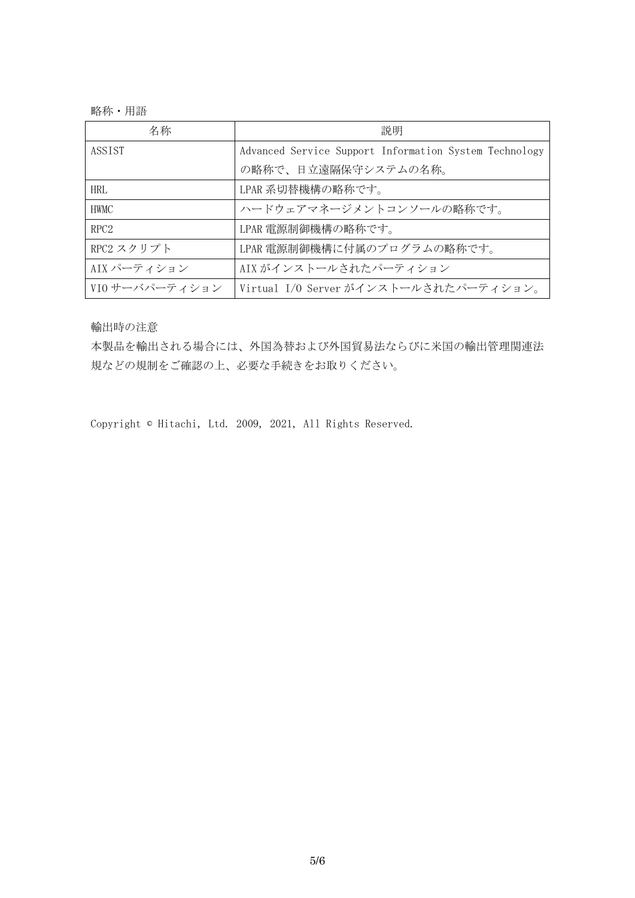略称・用語

| 名称 | 説明 |
| --- | --- |
| ASSIST | Advanced Service Support Information System Technology の略称で、日立遠隔保守システムの名称。 |
| HRL | LPAR 系切替機構の略称です。 |
| HWMC | ハードウェアマネージメントコンソールの略称です。 |
| RPC2 | LPAR 電源制御機構の略称です。 |
| RPC2 スクリプト | LPAR 電源制御機構に付属のプログラムの略称です。 |
| AIX パーティション | AIX がインストールされたパーティション |
| VIO サーバパーティション | Virtual I/O Server がインストールされたパーティション。 |

輸出時の注意

本製品を輸出される場合には、外国為替および外国貿易法ならびに米国の輸出管理関連法規などの規制をご確認の上、必要な手続きをお取りください。

Copyright © Hitachi, Ltd. 2009, 2021, All Rights Reserved.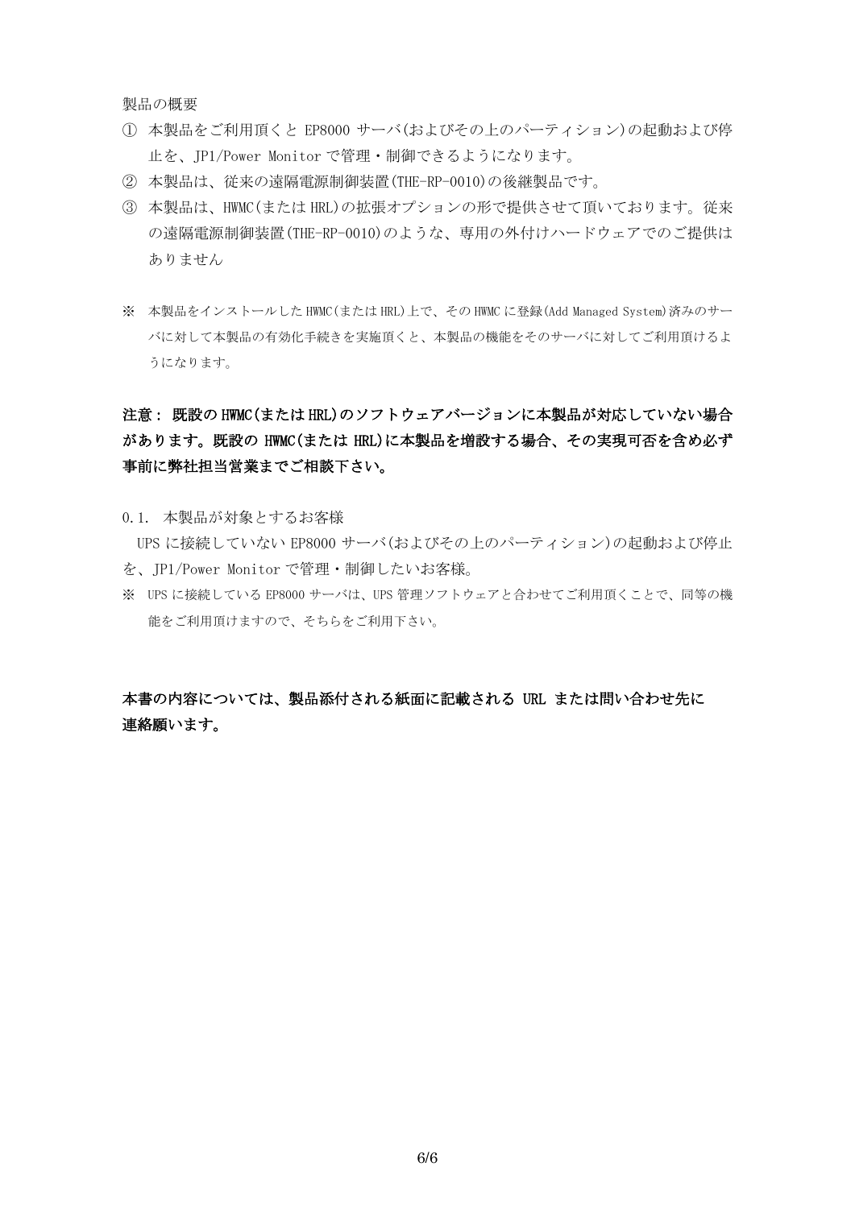製品の概要

① 本製品をご利用頂くと EP8000 サーバ(およびその上のパーティション)の起動および停止を、JP1/Power Monitor で管理・制御できるようになります。
② 本製品は、従来の遠隔電源制御装置(THE-RP-0010)の後継製品です。
③ 本製品は、HWMC(または HRL)の拡張オプションの形で提供させて頂いております。従来の遠隔電源制御装置(THE-RP-0010)のような、専用の外付けハードウェアでのご提供はありません

※ 本製品をインストールした HWMC(または HRL)上で、その HWMC に登録(Add Managed System)済みのサーバに対して本製品の有効化手続きを実施頂くと、本製品の機能をそのサーバに対してご利用頂けるようになります。

**注意： 既設の HWMC(または HRL)のソフトウェアバージョンに本製品が対応していない場合があります。既設の HWMC(または HRL)に本製品を増設する場合、その実現可否を含め必ず事前に弊社担当営業までご相談下さい。**

0.1. 本製品が対象とするお客様

UPS に接続していない EP8000 サーバ(およびその上のパーティション)の起動および停止を、JP1/Power Monitor で管理・制御したいお客様。

※ UPS に接続している EP8000 サーバは、UPS 管理ソフトウェアと合わせてご利用頂くことで、同等の機能をご利用頂けますので、そちらをご利用下さい。

**本書の内容については、製品添付される紙面に記載される URL または問い合わせ先に連絡願います。**